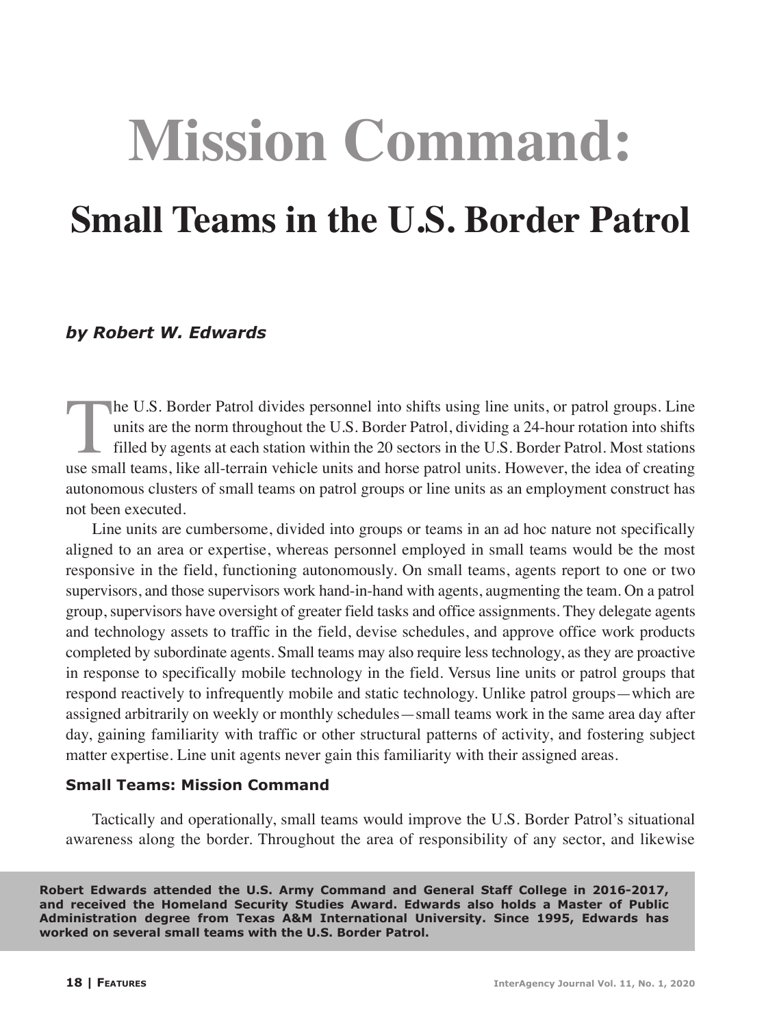# Mission Command:

## Small Teams in the U.S. Border Patrol

***by Robert W. Edwards***

The U.S. Border Patrol divides personnel into shifts using line units, or patrol groups. Line units are the norm throughout the U.S. Border Patrol, dividing a 24-hour rotation into shifts filled by agents at each station within the 20 sectors in the U.S. Border Patrol. Most stations use small teams, like all-terrain vehicle units and horse patrol units. However, the idea of creating autonomous clusters of small teams on patrol groups or line units as an employment construct has not been executed.

Line units are cumbersome, divided into groups or teams in an ad hoc nature not specifically aligned to an area or expertise, whereas personnel employed in small teams would be the most responsive in the field, functioning autonomously. On small teams, agents report to one or two supervisors, and those supervisors work hand-in-hand with agents, augmenting the team. On a patrol group, supervisors have oversight of greater field tasks and office assignments. They delegate agents and technology assets to traffic in the field, devise schedules, and approve office work products completed by subordinate agents. Small teams may also require less technology, as they are proactive in response to specifically mobile technology in the field. Versus line units or patrol groups that respond reactively to infrequently mobile and static technology. Unlike patrol groups—which are assigned arbitrarily on weekly or monthly schedules—small teams work in the same area day after day, gaining familiarity with traffic or other structural patterns of activity, and fostering subject matter expertise. Line unit agents never gain this familiarity with their assigned areas.

### Small Teams: Mission Command

Tactically and operationally, small teams would improve the U.S. Border Patrol's situational awareness along the border. Throughout the area of responsibility of any sector, and likewise

**Robert Edwards attended the U.S. Army Command and General Staff College in 2016-2017, and received the Homeland Security Studies Award. Edwards also holds a Master of Public Administration degree from Texas A&M International University. Since 1995, Edwards has worked on several small teams with the U.S. Border Patrol.**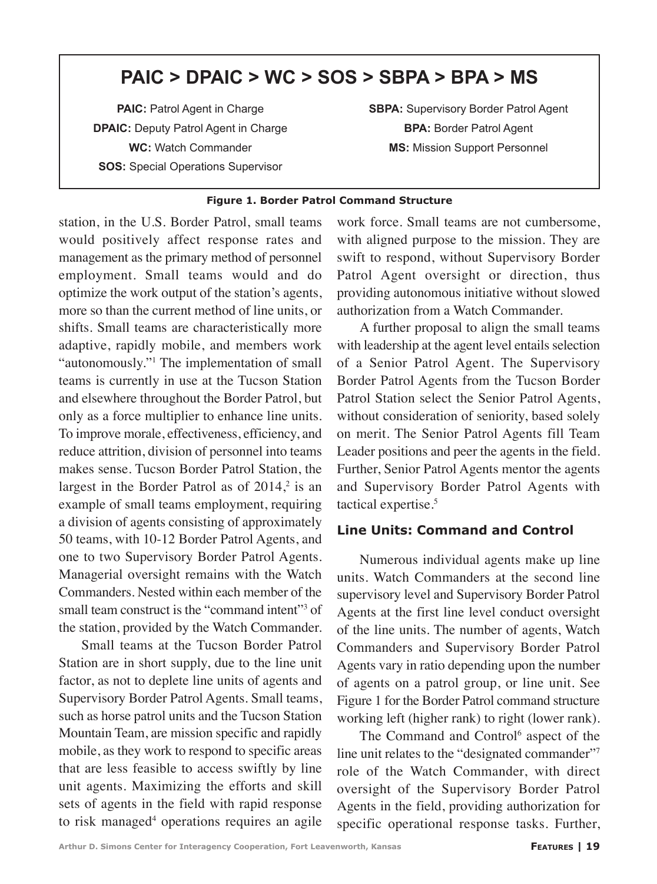**PAIC > DPAIC > WC > SOS > SBPA > BPA > MS**

**PAIC:** Patrol Agent in Charge
**DPAIC:** Deputy Patrol Agent in Charge
**WC:** Watch Commander
**SOS:** Special Operations Supervisor
**SBPA:** Supervisory Border Patrol Agent
**BPA:** Border Patrol Agent
**MS:** Mission Support Personnel

**Figure 1. Border Patrol Command Structure**

station, in the U.S. Border Patrol, small teams would positively affect response rates and management as the primary method of personnel employment. Small teams would and do optimize the work output of the station's agents, more so than the current method of line units, or shifts. Small teams are characteristically more adaptive, rapidly mobile, and members work "autonomously."[1] The implementation of small teams is currently in use at the Tucson Station and elsewhere throughout the Border Patrol, but only as a force multiplier to enhance line units. To improve morale, effectiveness, efficiency, and reduce attrition, division of personnel into teams makes sense. Tucson Border Patrol Station, the largest in the Border Patrol as of 2014,[2] is an example of small teams employment, requiring a division of agents consisting of approximately 50 teams, with 10-12 Border Patrol Agents, and one to two Supervisory Border Patrol Agents. Managerial oversight remains with the Watch Commanders. Nested within each member of the small team construct is the "command intent"[3] of the station, provided by the Watch Commander.

Small teams at the Tucson Border Patrol Station are in short supply, due to the line unit factor, as not to deplete line units of agents and Supervisory Border Patrol Agents. Small teams, such as horse patrol units and the Tucson Station Mountain Team, are mission specific and rapidly mobile, as they work to respond to specific areas that are less feasible to access swiftly by line unit agents. Maximizing the efforts and skill sets of agents in the field with rapid response to risk managed[4] operations requires an agile work force. Small teams are not cumbersome, with aligned purpose to the mission. They are swift to respond, without Supervisory Border Patrol Agent oversight or direction, thus providing autonomous initiative without slowed authorization from a Watch Commander.

A further proposal to align the small teams with leadership at the agent level entails selection of a Senior Patrol Agent. The Supervisory Border Patrol Agents from the Tucson Border Patrol Station select the Senior Patrol Agents, without consideration of seniority, based solely on merit. The Senior Patrol Agents fill Team Leader positions and peer the agents in the field. Further, Senior Patrol Agents mentor the agents and Supervisory Border Patrol Agents with tactical expertise.[5]

### Line Units: Command and Control

Numerous individual agents make up line units. Watch Commanders at the second line supervisory level and Supervisory Border Patrol Agents at the first line level conduct oversight of the line units. The number of agents, Watch Commanders and Supervisory Border Patrol Agents vary in ratio depending upon the number of agents on a patrol group, or line unit. See Figure 1 for the Border Patrol command structure working left (higher rank) to right (lower rank).

The Command and Control[6] aspect of the line unit relates to the "designated commander"[7] role of the Watch Commander, with direct oversight of the Supervisory Border Patrol Agents in the field, providing authorization for specific operational response tasks. Further,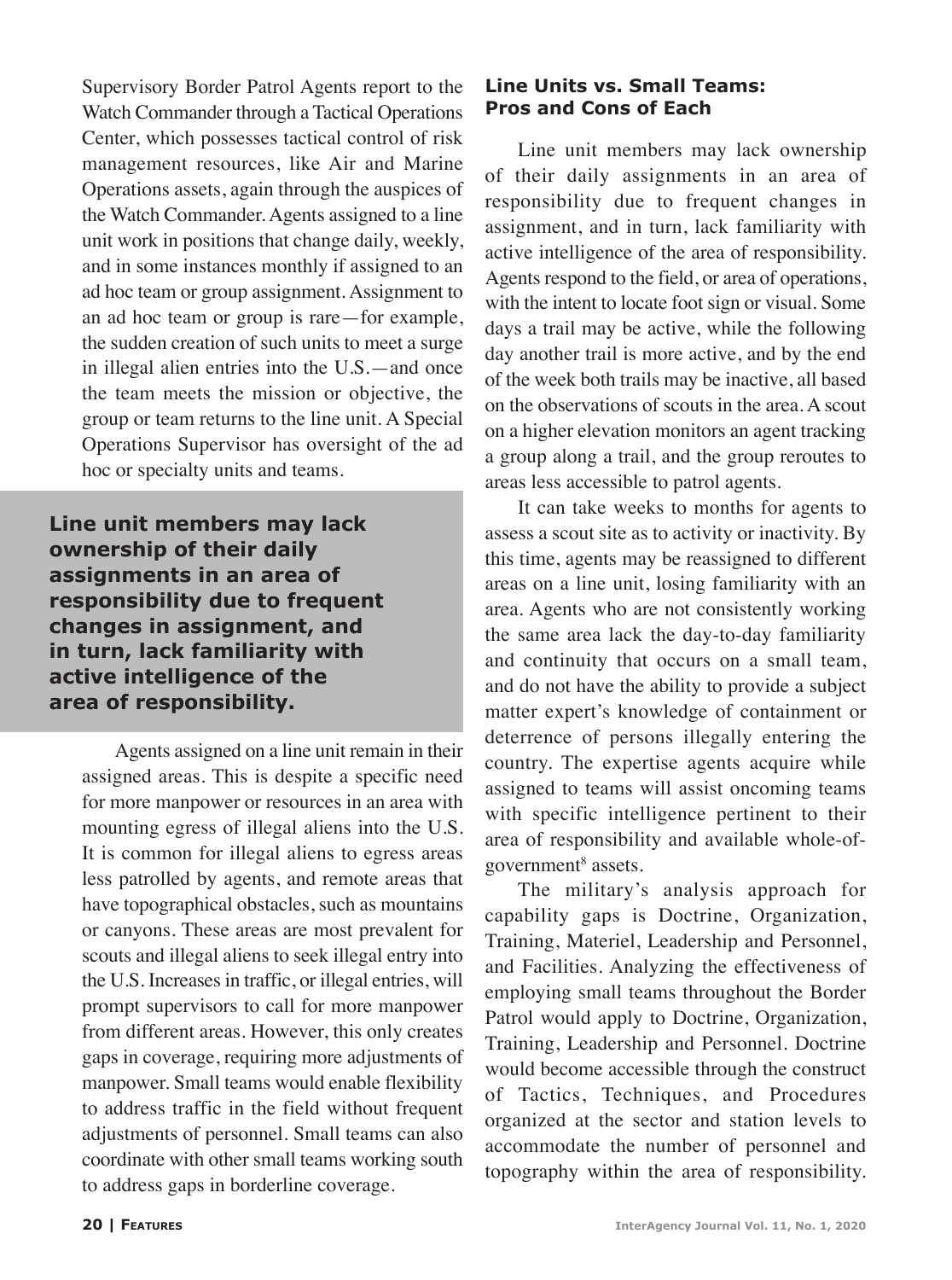Supervisory Border Patrol Agents report to the Watch Commander through a Tactical Operations Center, which possesses tactical control of risk management resources, like Air and Marine Operations assets, again through the auspices of the Watch Commander. Agents assigned to a line unit work in positions that change daily, weekly, and in some instances monthly if assigned to an ad hoc team or group assignment. Assignment to an ad hoc team or group is rare—for example, the sudden creation of such units to meet a surge in illegal alien entries into the U.S.—and once the team meets the mission or objective, the group or team returns to the line unit. A Special Operations Supervisor has oversight of the ad hoc or specialty units and teams.

**Line unit members may lack ownership of their daily assignments in an area of responsibility due to frequent changes in assignment, and in turn, lack familiarity with active intelligence of the area of responsibility.**

Agents assigned on a line unit remain in their assigned areas. This is despite a specific need for more manpower or resources in an area with mounting egress of illegal aliens into the U.S. It is common for illegal aliens to egress areas less patrolled by agents, and remote areas that have topographical obstacles, such as mountains or canyons. These areas are most prevalent for scouts and illegal aliens to seek illegal entry into the U.S. Increases in traffic, or illegal entries, will prompt supervisors to call for more manpower from different areas. However, this only creates gaps in coverage, requiring more adjustments of manpower. Small teams would enable flexibility to address traffic in the field without frequent adjustments of personnel. Small teams can also coordinate with other small teams working south to address gaps in borderline coverage.

## Line Units vs. Small Teams: Pros and Cons of Each

Line unit members may lack ownership of their daily assignments in an area of responsibility due to frequent changes in assignment, and in turn, lack familiarity with active intelligence of the area of responsibility. Agents respond to the field, or area of operations, with the intent to locate foot sign or visual. Some days a trail may be active, while the following day another trail is more active, and by the end of the week both trails may be inactive, all based on the observations of scouts in the area. A scout on a higher elevation monitors an agent tracking a group along a trail, and the group reroutes to areas less accessible to patrol agents.

It can take weeks to months for agents to assess a scout site as to activity or inactivity. By this time, agents may be reassigned to different areas on a line unit, losing familiarity with an area. Agents who are not consistently working the same area lack the day-to-day familiarity and continuity that occurs on a small team, and do not have the ability to provide a subject matter expert's knowledge of containment or deterrence of persons illegally entering the country. The expertise agents acquire while assigned to teams will assist oncoming teams with specific intelligence pertinent to their area of responsibility and available whole-of-government[8] assets.

The military's analysis approach for capability gaps is Doctrine, Organization, Training, Materiel, Leadership and Personnel, and Facilities. Analyzing the effectiveness of employing small teams throughout the Border Patrol would apply to Doctrine, Organization, Training, Leadership and Personnel. Doctrine would become accessible through the construct of Tactics, Techniques, and Procedures organized at the sector and station levels to accommodate the number of personnel and topography within the area of responsibility.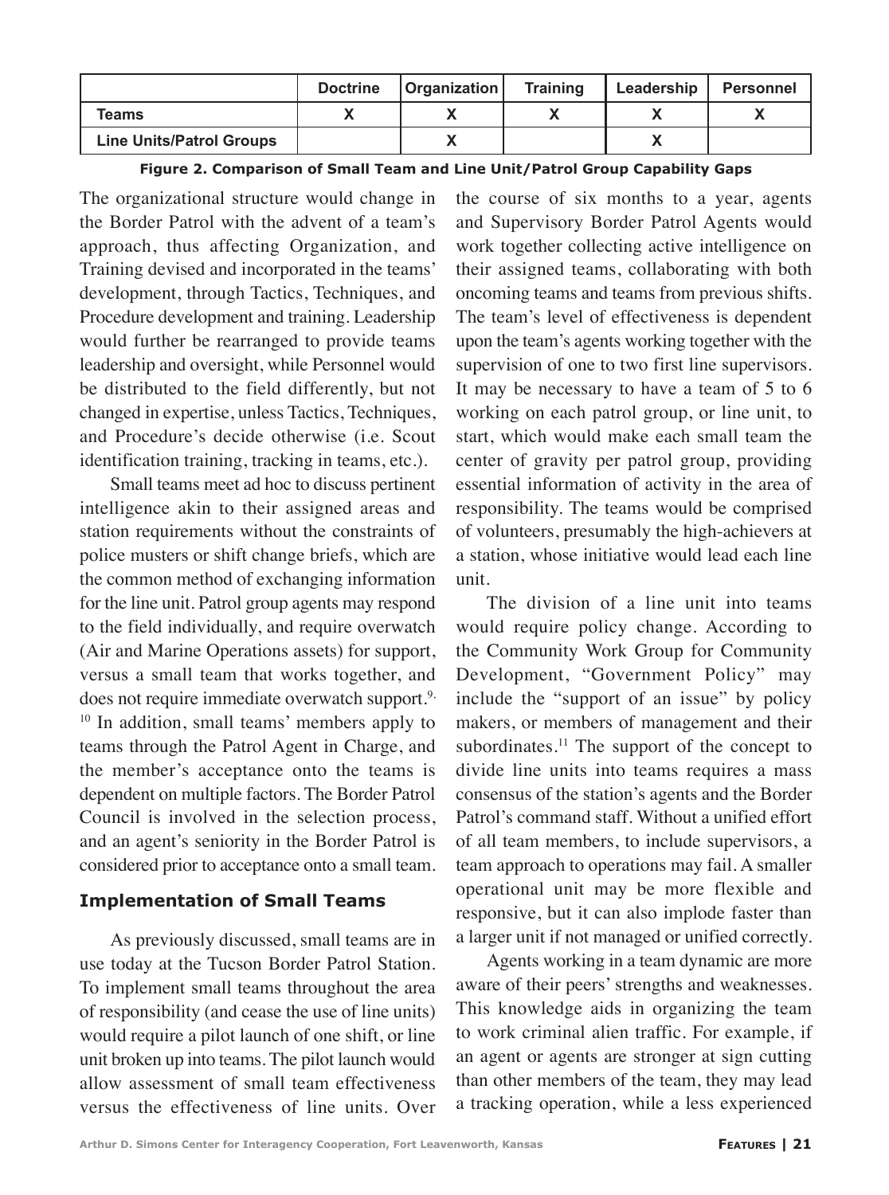| | Doctrine | Organization | Training | Leadership | Personnel |
|---|---|---|---|---|---|
| **Teams** | X | X | X | X | X |
| **Line Units/Patrol Groups** | | X | | X | |

**Figure 2. Comparison of Small Team and Line Unit/Patrol Group Capability Gaps**

The organizational structure would change in the Border Patrol with the advent of a team's approach, thus affecting Organization, and Training devised and incorporated in the teams' development, through Tactics, Techniques, and Procedure development and training. Leadership would further be rearranged to provide teams leadership and oversight, while Personnel would be distributed to the field differently, but not changed in expertise, unless Tactics, Techniques, and Procedure's decide otherwise (i.e. Scout identification training, tracking in teams, etc.).

Small teams meet ad hoc to discuss pertinent intelligence akin to their assigned areas and station requirements without the constraints of police musters or shift change briefs, which are the common method of exchanging information for the line unit. Patrol group agents may respond to the field individually, and require overwatch (Air and Marine Operations assets) for support, versus a small team that works together, and does not require immediate overwatch support.[9, 10] In addition, small teams' members apply to teams through the Patrol Agent in Charge, and the member's acceptance onto the teams is dependent on multiple factors. The Border Patrol Council is involved in the selection process, and an agent's seniority in the Border Patrol is considered prior to acceptance onto a small team.

### Implementation of Small Teams

As previously discussed, small teams are in use today at the Tucson Border Patrol Station. To implement small teams throughout the area of responsibility (and cease the use of line units) would require a pilot launch of one shift, or line unit broken up into teams. The pilot launch would allow assessment of small team effectiveness versus the effectiveness of line units. Over the course of six months to a year, agents and Supervisory Border Patrol Agents would work together collecting active intelligence on their assigned teams, collaborating with both oncoming teams and teams from previous shifts. The team's level of effectiveness is dependent upon the team's agents working together with the supervision of one to two first line supervisors. It may be necessary to have a team of 5 to 6 working on each patrol group, or line unit, to start, which would make each small team the center of gravity per patrol group, providing essential information of activity in the area of responsibility. The teams would be comprised of volunteers, presumably the high-achievers at a station, whose initiative would lead each line unit.

The division of a line unit into teams would require policy change. According to the Community Work Group for Community Development, "Government Policy" may include the "support of an issue" by policy makers, or members of management and their subordinates.[11] The support of the concept to divide line units into teams requires a mass consensus of the station's agents and the Border Patrol's command staff. Without a unified effort of all team members, to include supervisors, a team approach to operations may fail. A smaller operational unit may be more flexible and responsive, but it can also implode faster than a larger unit if not managed or unified correctly.

Agents working in a team dynamic are more aware of their peers' strengths and weaknesses. This knowledge aids in organizing the team to work criminal alien traffic. For example, if an agent or agents are stronger at sign cutting than other members of the team, they may lead a tracking operation, while a less experienced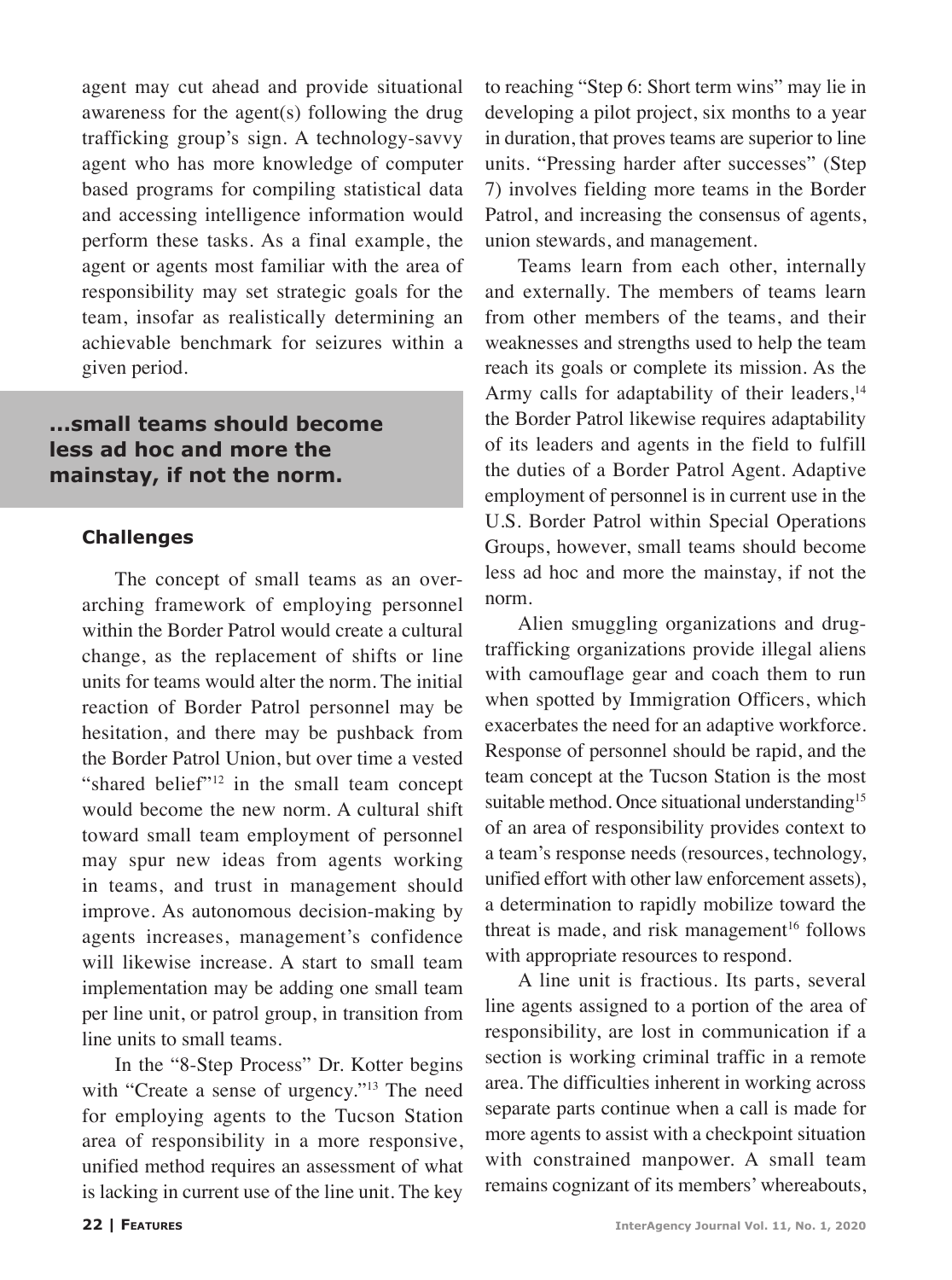agent may cut ahead and provide situational awareness for the agent(s) following the drug trafficking group's sign. A technology-savvy agent who has more knowledge of computer based programs for compiling statistical data and accessing intelligence information would perform these tasks. As a final example, the agent or agents most familiar with the area of responsibility may set strategic goals for the team, insofar as realistically determining an achievable benchmark for seizures within a given period.

**...small teams should become less ad hoc and more the mainstay, if not the norm.**

### Challenges

The concept of small teams as an overarching framework of employing personnel within the Border Patrol would create a cultural change, as the replacement of shifts or line units for teams would alter the norm. The initial reaction of Border Patrol personnel may be hesitation, and there may be pushback from the Border Patrol Union, but over time a vested "shared belief"[12] in the small team concept would become the new norm. A cultural shift toward small team employment of personnel may spur new ideas from agents working in teams, and trust in management should improve. As autonomous decision-making by agents increases, management's confidence will likewise increase. A start to small team implementation may be adding one small team per line unit, or patrol group, in transition from line units to small teams.

In the "8-Step Process" Dr. Kotter begins with "Create a sense of urgency."[13] The need for employing agents to the Tucson Station area of responsibility in a more responsive, unified method requires an assessment of what is lacking in current use of the line unit. The key to reaching "Step 6: Short term wins" may lie in developing a pilot project, six months to a year in duration, that proves teams are superior to line units. "Pressing harder after successes" (Step 7) involves fielding more teams in the Border Patrol, and increasing the consensus of agents, union stewards, and management.

Teams learn from each other, internally and externally. The members of teams learn from other members of the teams, and their weaknesses and strengths used to help the team reach its goals or complete its mission. As the Army calls for adaptability of their leaders,[14] the Border Patrol likewise requires adaptability of its leaders and agents in the field to fulfill the duties of a Border Patrol Agent. Adaptive employment of personnel is in current use in the U.S. Border Patrol within Special Operations Groups, however, small teams should become less ad hoc and more the mainstay, if not the norm.

Alien smuggling organizations and drug-trafficking organizations provide illegal aliens with camouflage gear and coach them to run when spotted by Immigration Officers, which exacerbates the need for an adaptive workforce. Response of personnel should be rapid, and the team concept at the Tucson Station is the most suitable method. Once situational understanding[15] of an area of responsibility provides context to a team's response needs (resources, technology, unified effort with other law enforcement assets), a determination to rapidly mobilize toward the threat is made, and risk management[16] follows with appropriate resources to respond.

A line unit is fractious. Its parts, several line agents assigned to a portion of the area of responsibility, are lost in communication if a section is working criminal traffic in a remote area. The difficulties inherent in working across separate parts continue when a call is made for more agents to assist with a checkpoint situation with constrained manpower. A small team remains cognizant of its members' whereabouts,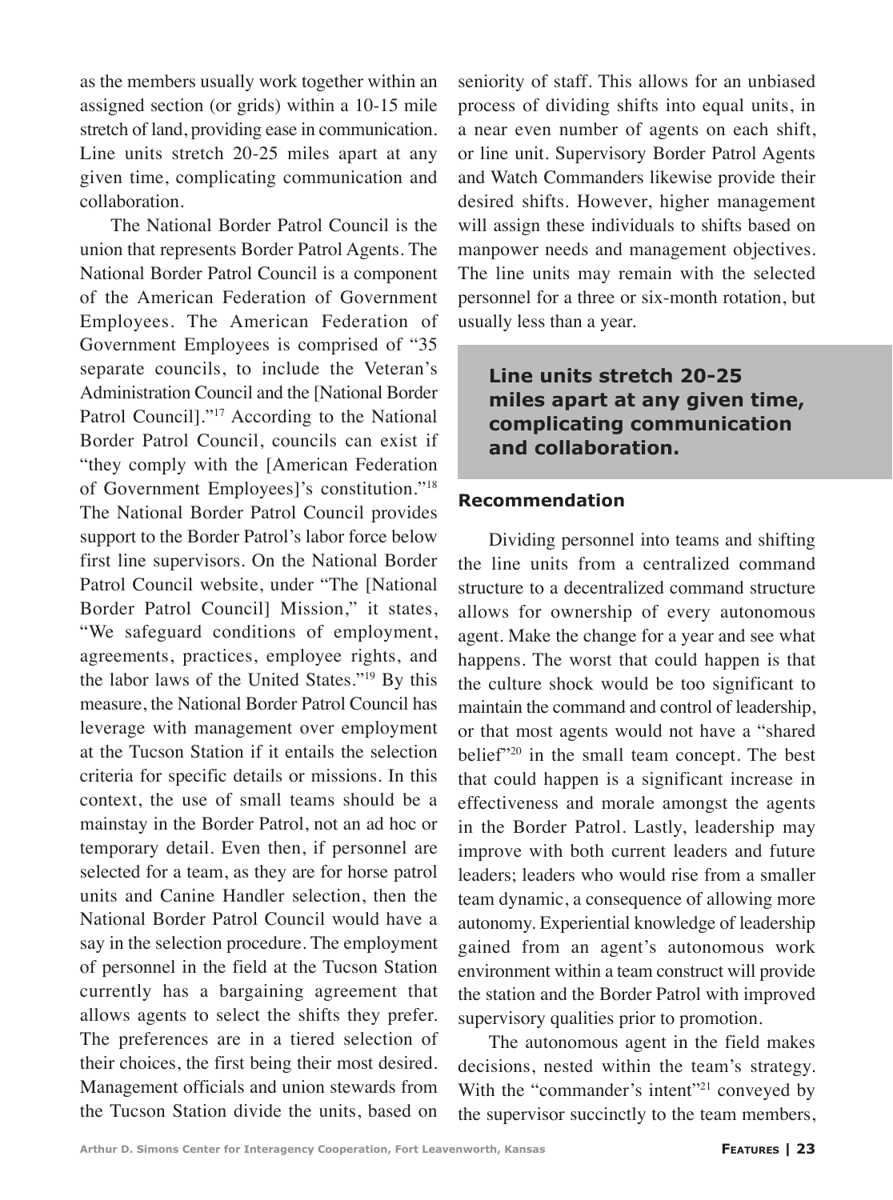as the members usually work together within an assigned section (or grids) within a 10-15 mile stretch of land, providing ease in communication. Line units stretch 20-25 miles apart at any given time, complicating communication and collaboration.

The National Border Patrol Council is the union that represents Border Patrol Agents. The National Border Patrol Council is a component of the American Federation of Government Employees. The American Federation of Government Employees is comprised of "35 separate councils, to include the Veteran's Administration Council and the [National Border Patrol Council]."[17] According to the National Border Patrol Council, councils can exist if "they comply with the [American Federation of Government Employees]'s constitution."[18] The National Border Patrol Council provides support to the Border Patrol's labor force below first line supervisors. On the National Border Patrol Council website, under "The [National Border Patrol Council] Mission," it states, "We safeguard conditions of employment, agreements, practices, employee rights, and the labor laws of the United States."[19] By this measure, the National Border Patrol Council has leverage with management over employment at the Tucson Station if it entails the selection criteria for specific details or missions. In this context, the use of small teams should be a mainstay in the Border Patrol, not an ad hoc or temporary detail. Even then, if personnel are selected for a team, as they are for horse patrol units and Canine Handler selection, then the National Border Patrol Council would have a say in the selection procedure. The employment of personnel in the field at the Tucson Station currently has a bargaining agreement that allows agents to select the shifts they prefer. The preferences are in a tiered selection of their choices, the first being their most desired. Management officials and union stewards from the Tucson Station divide the units, based on seniority of staff. This allows for an unbiased process of dividing shifts into equal units, in a near even number of agents on each shift, or line unit. Supervisory Border Patrol Agents and Watch Commanders likewise provide their desired shifts. However, higher management will assign these individuals to shifts based on manpower needs and management objectives. The line units may remain with the selected personnel for a three or six-month rotation, but usually less than a year.

> **Line units stretch 20-25 miles apart at any given time, complicating communication and collaboration.**

### Recommendation

Dividing personnel into teams and shifting the line units from a centralized command structure to a decentralized command structure allows for ownership of every autonomous agent. Make the change for a year and see what happens. The worst that could happen is that the culture shock would be too significant to maintain the command and control of leadership, or that most agents would not have a "shared belief"[20] in the small team concept. The best that could happen is a significant increase in effectiveness and morale amongst the agents in the Border Patrol. Lastly, leadership may improve with both current leaders and future leaders; leaders who would rise from a smaller team dynamic, a consequence of allowing more autonomy. Experiential knowledge of leadership gained from an agent's autonomous work environment within a team construct will provide the station and the Border Patrol with improved supervisory qualities prior to promotion.

The autonomous agent in the field makes decisions, nested within the team's strategy. With the "commander's intent"[21] conveyed by the supervisor succinctly to the team members,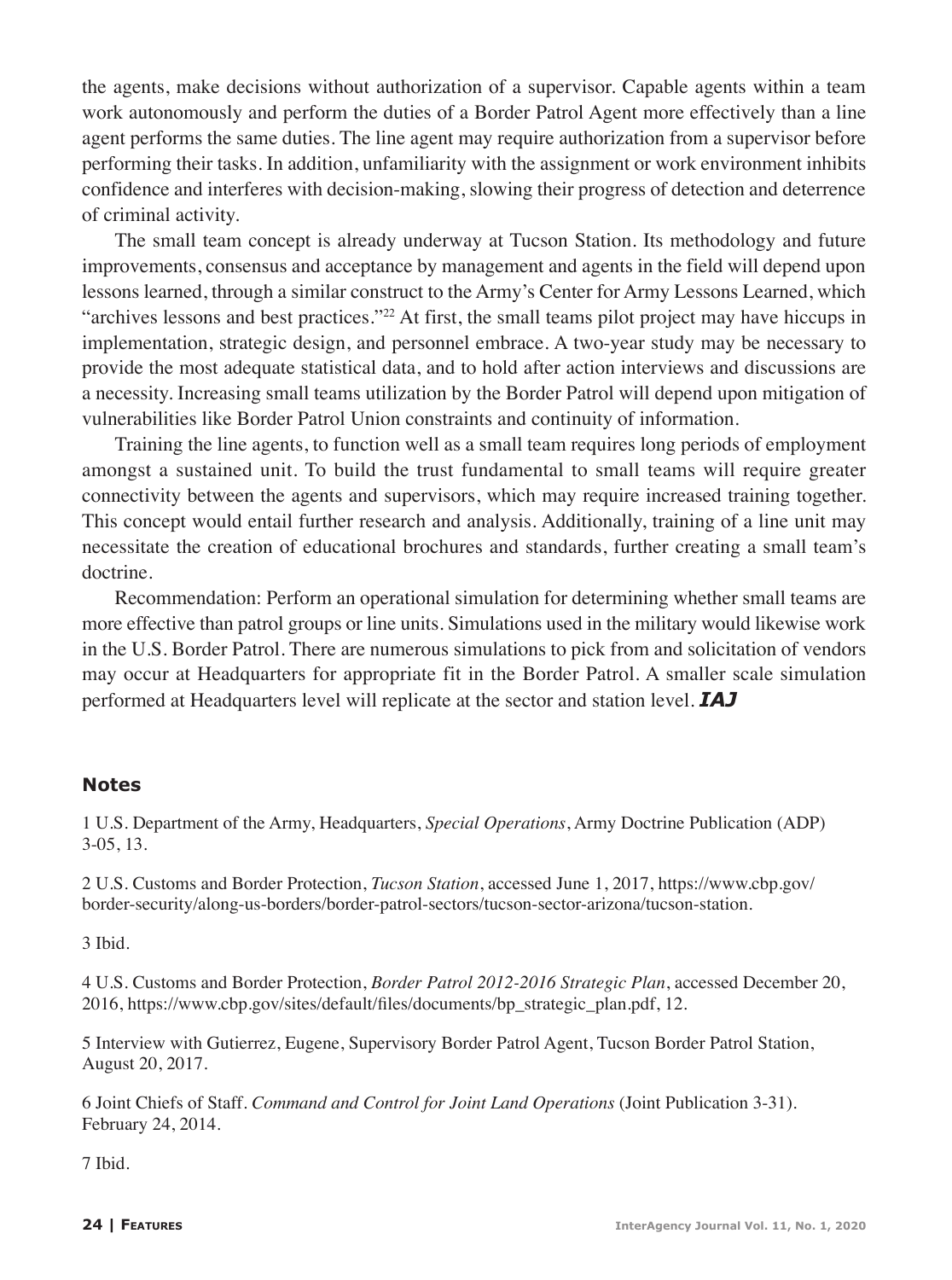the agents, make decisions without authorization of a supervisor. Capable agents within a team work autonomously and perform the duties of a Border Patrol Agent more effectively than a line agent performs the same duties. The line agent may require authorization from a supervisor before performing their tasks. In addition, unfamiliarity with the assignment or work environment inhibits confidence and interferes with decision-making, slowing their progress of detection and deterrence of criminal activity.

The small team concept is already underway at Tucson Station. Its methodology and future improvements, consensus and acceptance by management and agents in the field will depend upon lessons learned, through a similar construct to the Army's Center for Army Lessons Learned, which "archives lessons and best practices."[22] At first, the small teams pilot project may have hiccups in implementation, strategic design, and personnel embrace. A two-year study may be necessary to provide the most adequate statistical data, and to hold after action interviews and discussions are a necessity. Increasing small teams utilization by the Border Patrol will depend upon mitigation of vulnerabilities like Border Patrol Union constraints and continuity of information.

Training the line agents, to function well as a small team requires long periods of employment amongst a sustained unit. To build the trust fundamental to small teams will require greater connectivity between the agents and supervisors, which may require increased training together. This concept would entail further research and analysis. Additionally, training of a line unit may necessitate the creation of educational brochures and standards, further creating a small team's doctrine.

Recommendation: Perform an operational simulation for determining whether small teams are more effective than patrol groups or line units. Simulations used in the military would likewise work in the U.S. Border Patrol. There are numerous simulations to pick from and solicitation of vendors may occur at Headquarters for appropriate fit in the Border Patrol. A smaller scale simulation performed at Headquarters level will replicate at the sector and station level. ***IAJ***

## Notes

1 U.S. Department of the Army, Headquarters, *Special Operations*, Army Doctrine Publication (ADP) 3-05, 13.

2 U.S. Customs and Border Protection, *Tucson Station*, accessed June 1, 2017, https://www.cbp.gov/border-security/along-us-borders/border-patrol-sectors/tucson-sector-arizona/tucson-station.

3 Ibid.

4 U.S. Customs and Border Protection, *Border Patrol 2012-2016 Strategic Plan*, accessed December 20, 2016, https://www.cbp.gov/sites/default/files/documents/bp_strategic_plan.pdf, 12.

5 Interview with Gutierrez, Eugene, Supervisory Border Patrol Agent, Tucson Border Patrol Station, August 20, 2017.

6 Joint Chiefs of Staff. *Command and Control for Joint Land Operations* (Joint Publication 3-31). February 24, 2014.

7 Ibid.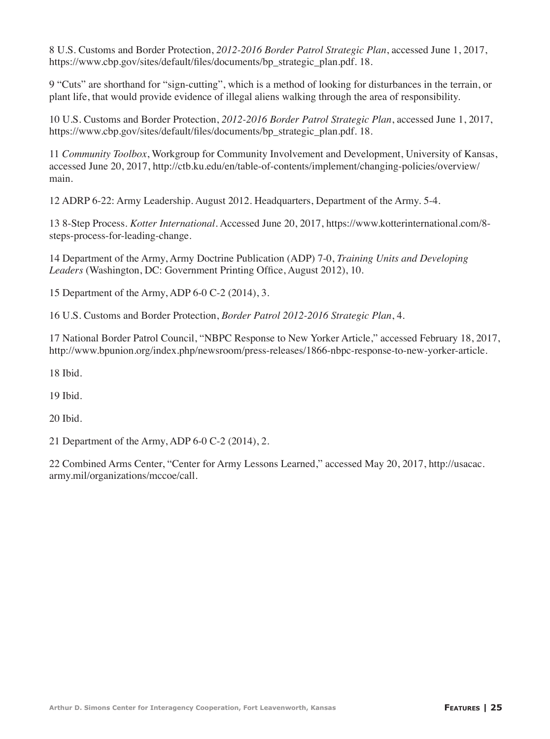8 U.S. Customs and Border Protection, *2012-2016 Border Patrol Strategic Plan*, accessed June 1, 2017, https://www.cbp.gov/sites/default/files/documents/bp_strategic_plan.pdf. 18.

9 "Cuts" are shorthand for "sign-cutting", which is a method of looking for disturbances in the terrain, or plant life, that would provide evidence of illegal aliens walking through the area of responsibility.

10 U.S. Customs and Border Protection, *2012-2016 Border Patrol Strategic Plan*, accessed June 1, 2017, https://www.cbp.gov/sites/default/files/documents/bp_strategic_plan.pdf. 18.

11 *Community Toolbox*, Workgroup for Community Involvement and Development, University of Kansas, accessed June 20, 2017, http://ctb.ku.edu/en/table-of-contents/implement/changing-policies/overview/main.

12 ADRP 6-22: Army Leadership. August 2012. Headquarters, Department of the Army. 5-4.

13 8-Step Process. *Kotter International*. Accessed June 20, 2017, https://www.kotterinternational.com/8-steps-process-for-leading-change.

14 Department of the Army, Army Doctrine Publication (ADP) 7-0, *Training Units and Developing Leaders* (Washington, DC: Government Printing Office, August 2012), 10.

15 Department of the Army, ADP 6-0 C-2 (2014), 3.

16 U.S. Customs and Border Protection, *Border Patrol 2012-2016 Strategic Plan*, 4.

17 National Border Patrol Council, "NBPC Response to New Yorker Article," accessed February 18, 2017, http://www.bpunion.org/index.php/newsroom/press-releases/1866-nbpc-response-to-new-yorker-article.

18 Ibid.

19 Ibid.

20 Ibid.

21 Department of the Army, ADP 6-0 C-2 (2014), 2.

22 Combined Arms Center, "Center for Army Lessons Learned," accessed May 20, 2017, http://usacac.army.mil/organizations/mccoe/call.